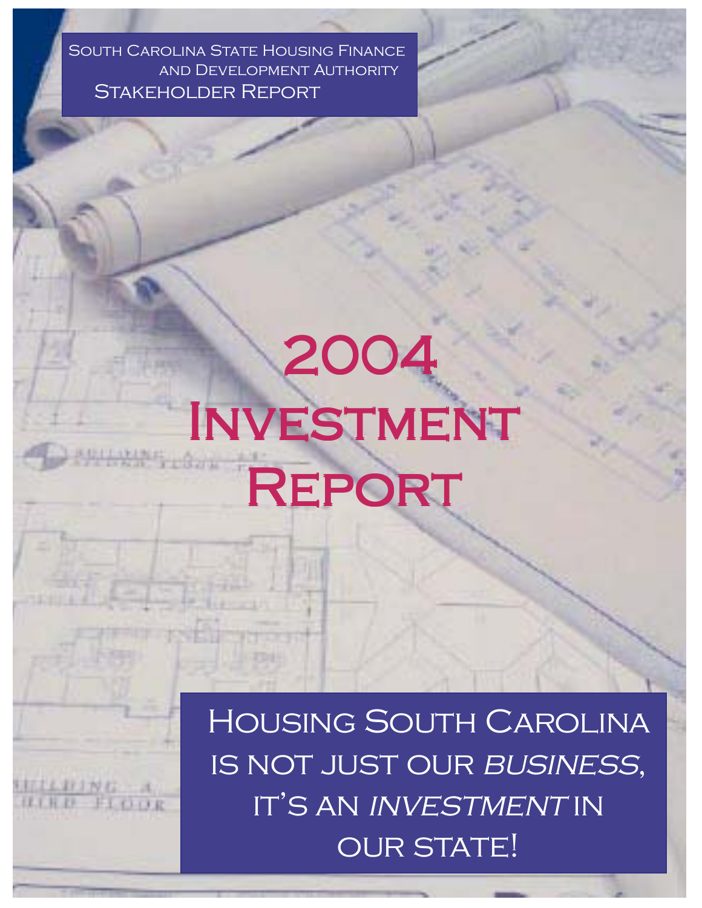South Carolina State Housing Finance and Development Authority
Stakeholder Report

# 2004 Investment Report

Housing South Carolina is not just our *business*, it's an *investment* in our state!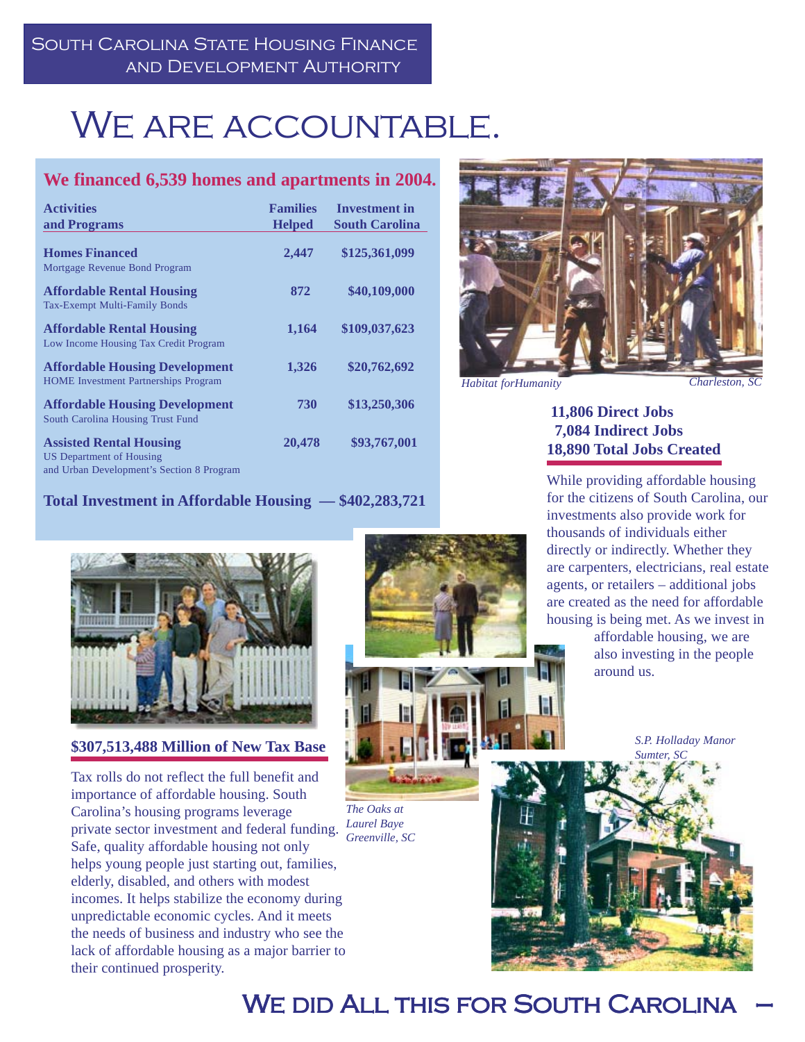South Carolina State Housing Finance and Development Authority

# We are accountable.

## We financed 6,539 homes and apartments in 2004.

| Activities and Programs | Families Helped | Investment in South Carolina |
|---|---|---|
| **Homes Financed**<br>Mortgage Revenue Bond Program | 2,447 | $125,361,099 |
| **Affordable Rental Housing**<br>Tax-Exempt Multi-Family Bonds | 872 | $40,109,000 |
| **Affordable Rental Housing**<br>Low Income Housing Tax Credit Program | 1,164 | $109,037,623 |
| **Affordable Housing Development**<br>HOME Investment Partnerships Program | 1,326 | $20,762,692 |
| **Affordable Housing Development**<br>South Carolina Housing Trust Fund | 730 | $13,250,306 |
| **Assisted Rental Housing**<br>US Department of Housing and Urban Development's Section 8 Program | 20,478 | $93,767,001 |

**Total Investment in Affordable Housing — $402,283,721**

*Habitat forHumanity* *Charleston, SC*

**11,806 Direct Jobs**
**7,084 Indirect Jobs**
**18,890 Total Jobs Created**

While providing affordable housing for the citizens of South Carolina, our investments also provide work for thousands of individuals either directly or indirectly. Whether they are carpenters, electricians, real estate agents, or retailers – additional jobs are created as the need for affordable housing is being met. As we invest in affordable housing, we are also investing in the people around us.

### $307,513,488 Million of New Tax Base

Tax rolls do not reflect the full benefit and importance of affordable housing. South Carolina's housing programs leverage private sector investment and federal funding. Safe, quality affordable housing not only helps young people just starting out, families, elderly, disabled, and others with modest incomes. It helps stabilize the economy during unpredictable economic cycles. And it meets the needs of business and industry who see the lack of affordable housing as a major barrier to their continued prosperity.

*The Oaks at Laurel Baye Greenville, SC*

*S.P. Holladay Manor Sumter, SC*

## We did All this for South Carolina –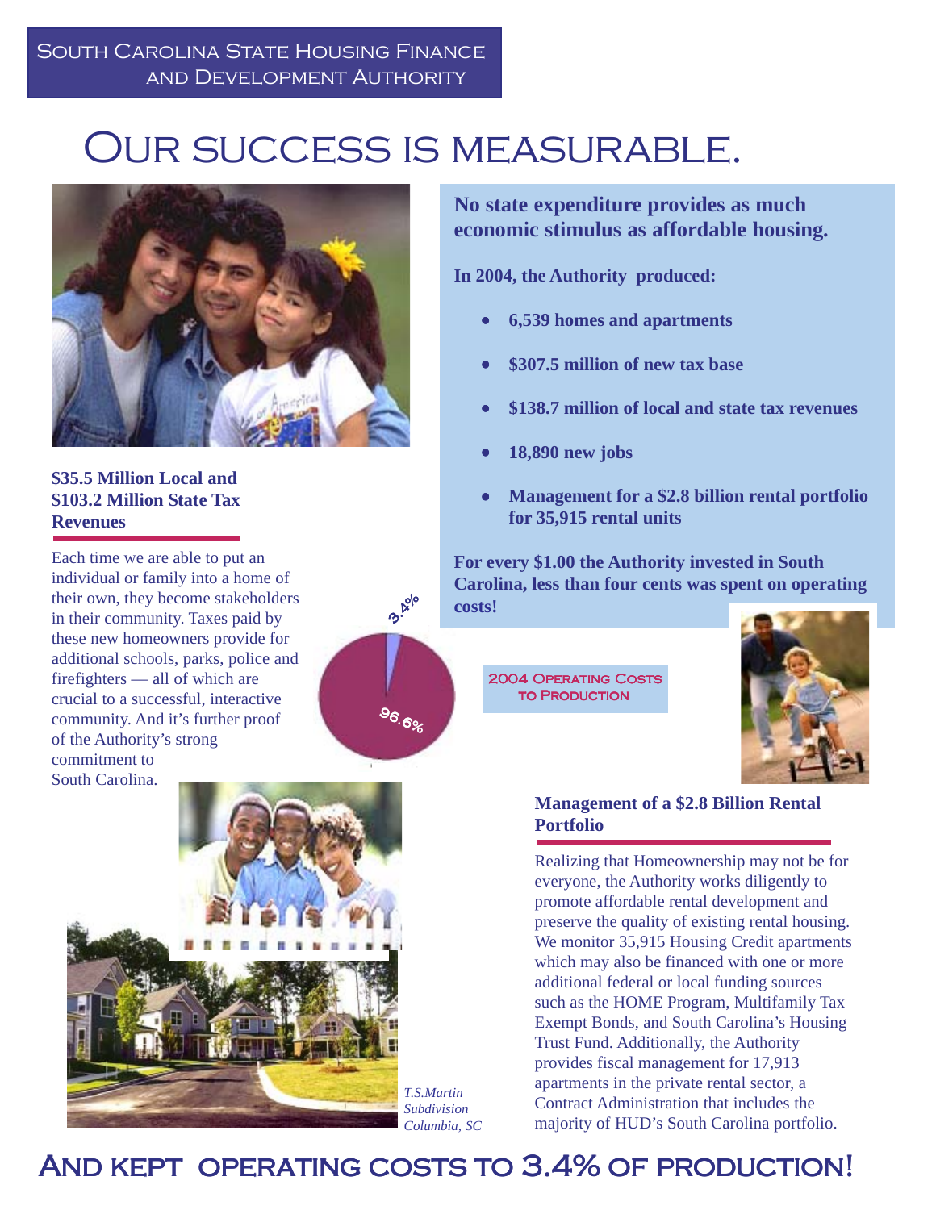South Carolina State Housing Finance and Development Authority

# Our success is measurable.

**No state expenditure provides as much economic stimulus as affordable housing.**

**In 2004, the Authority produced:**

- **6,539 homes and apartments**
- **$307.5 million of new tax base**
- **$138.7 million of local and state tax revenues**
- **18,890 new jobs**
- **Management for a $2.8 billion rental portfolio for 35,915 rental units**

**For every $1.00 the Authority invested in South Carolina, less than four cents was spent on operating costs!**

### $35.5 Million Local and $103.2 Million State Tax Revenues

Each time we are able to put an individual or family into a home of their own, they become stakeholders in their community. Taxes paid by these new homeowners provide for additional schools, parks, police and firefighters — all of which are crucial to a successful, interactive community. And it's further proof of the Authority's strong commitment to South Carolina.

2004 Operating Costs to Production

3.4%

96.6%

### Management of a $2.8 Billion Rental Portfolio

Realizing that Homeownership may not be for everyone, the Authority works diligently to promote affordable rental development and preserve the quality of existing rental housing. We monitor 35,915 Housing Credit apartments which may also be financed with one or more additional federal or local funding sources such as the HOME Program, Multifamily Tax Exempt Bonds, and South Carolina's Housing Trust Fund. Additionally, the Authority provides fiscal management for 17,913 apartments in the private rental sector, a Contract Administration that includes the majority of HUD's South Carolina portfolio.

*T.S.Martin Subdivision Columbia, SC*

## And kept operating costs to 3.4% of production!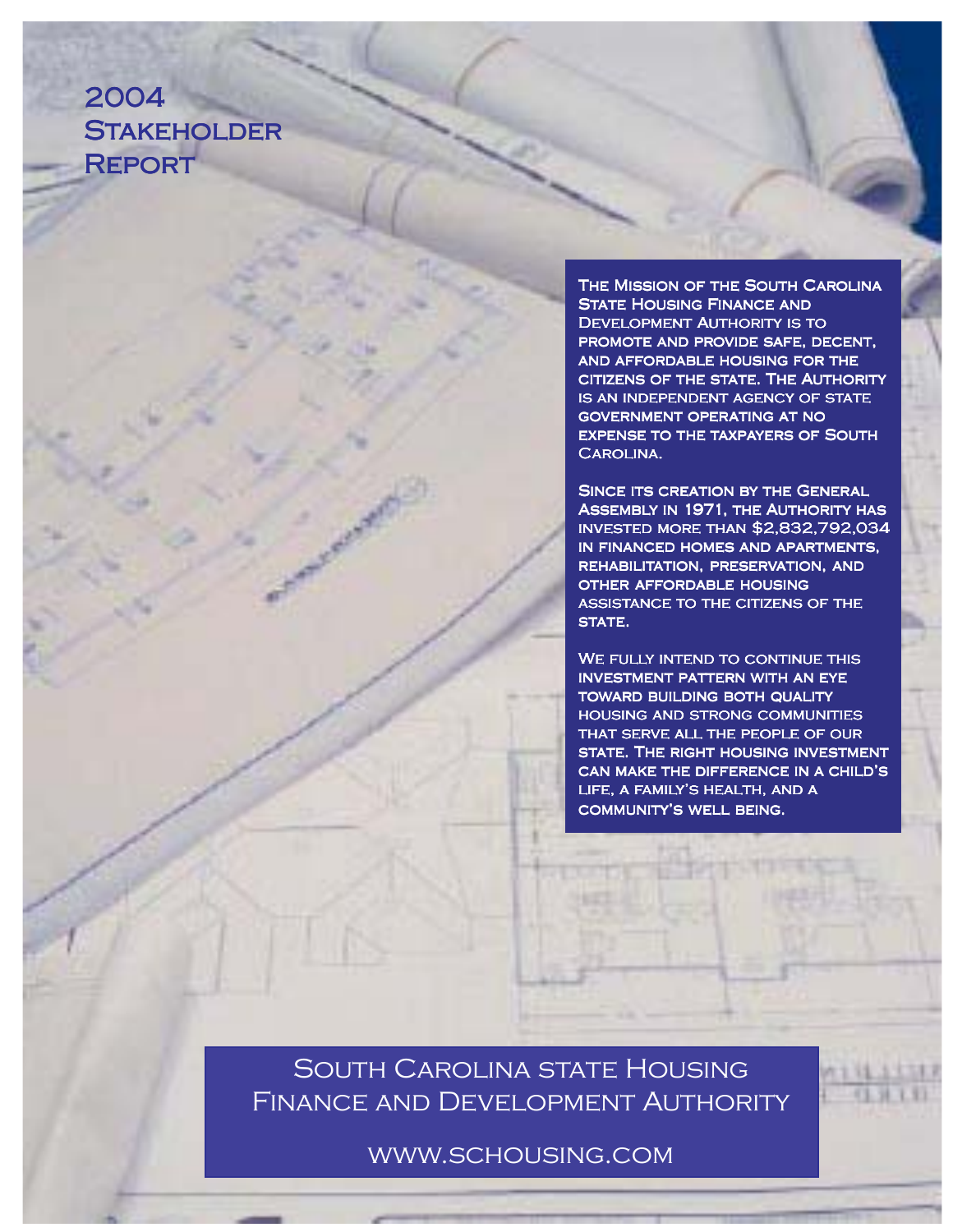# 2004 Stakeholder Report

The Mission of the South Carolina State Housing Finance and Development Authority is to promote and provide safe, decent, and affordable housing for the citizens of the state. The Authority is an independent agency of state government operating at no expense to the taxpayers of South Carolina.

Since its creation by the General Assembly in 1971, the Authority has invested more than $2,832,792,034 in financed homes and apartments, rehabilitation, preservation, and other affordable housing assistance to the citizens of the state.

We fully intend to continue this investment pattern with an eye toward building both quality housing and strong communities that serve all the people of our state. The right housing investment can make the difference in a child's life, a family's health, and a community's well being.

South Carolina state Housing Finance and Development Authority

www.schousing.com